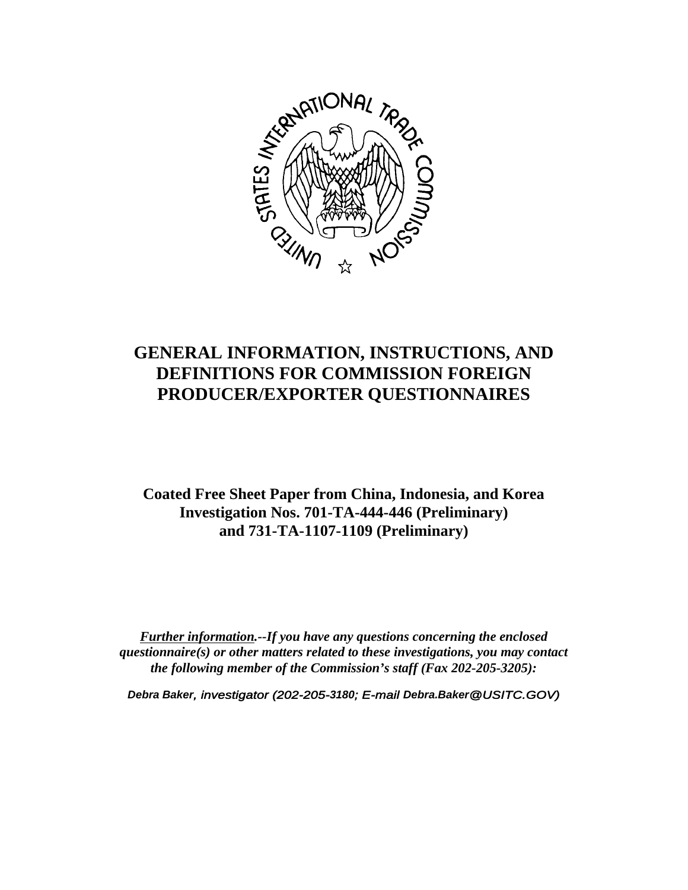# GENERAL INFORMATION, INSTRUCTIONS, AND DEFINITIONS FOR COMMISSION FOREIGN PRODUCER/EXPORTER QUESTIONNAIRES

**Coated Free Sheet Paper from China, Indonesia, and Korea**
**Investigation Nos. 701-TA-444-446 (Preliminary)**
**and 731-TA-1107-1109 (Preliminary)**

***Further information.--If you have any questions concerning the enclosed questionnaire(s) or other matters related to these investigations, you may contact the following member of the Commission's staff (Fax 202-205-3205):***

***Debra Baker, investigator (202-205-3180; E-mail Debra.Baker@USITC.GOV)***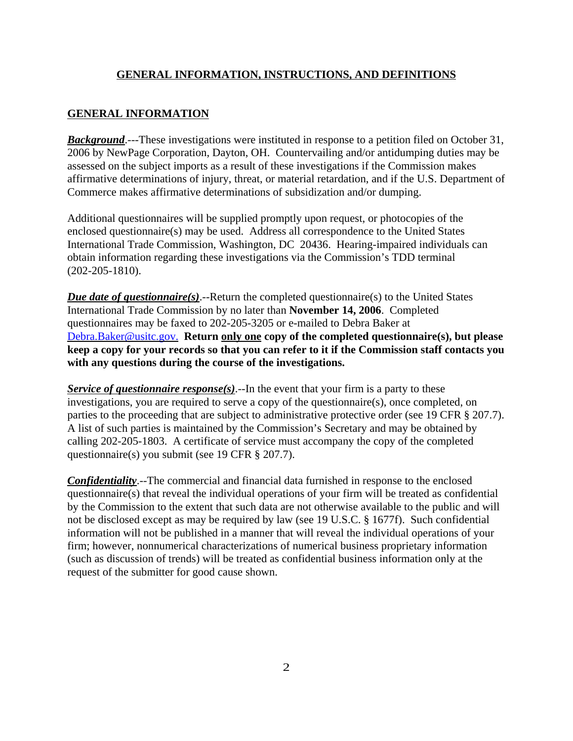## GENERAL INFORMATION, INSTRUCTIONS, AND DEFINITIONS

### GENERAL INFORMATION

***Background***.---These investigations were instituted in response to a petition filed on October 31, 2006 by NewPage Corporation, Dayton, OH. Countervailing and/or antidumping duties may be assessed on the subject imports as a result of these investigations if the Commission makes affirmative determinations of injury, threat, or material retardation, and if the U.S. Department of Commerce makes affirmative determinations of subsidization and/or dumping.

Additional questionnaires will be supplied promptly upon request, or photocopies of the enclosed questionnaire(s) may be used. Address all correspondence to the United States International Trade Commission, Washington, DC 20436. Hearing-impaired individuals can obtain information regarding these investigations via the Commission's TDD terminal (202-205-1810).

***Due date of questionnaire(s)***.--Return the completed questionnaire(s) to the United States International Trade Commission by no later than **November 14, 2006**. Completed questionnaires may be faxed to 202-205-3205 or e-mailed to Debra Baker at Debra.Baker@usitc.gov. **Return only one copy of the completed questionnaire(s), but please keep a copy for your records so that you can refer to it if the Commission staff contacts you with any questions during the course of the investigations.**

***Service of questionnaire response(s)***.--In the event that your firm is a party to these investigations, you are required to serve a copy of the questionnaire(s), once completed, on parties to the proceeding that are subject to administrative protective order (see 19 CFR § 207.7). A list of such parties is maintained by the Commission's Secretary and may be obtained by calling 202-205-1803. A certificate of service must accompany the copy of the completed questionnaire(s) you submit (see 19 CFR § 207.7).

***Confidentiality***.--The commercial and financial data furnished in response to the enclosed questionnaire(s) that reveal the individual operations of your firm will be treated as confidential by the Commission to the extent that such data are not otherwise available to the public and will not be disclosed except as may be required by law (see 19 U.S.C. § 1677f). Such confidential information will not be published in a manner that will reveal the individual operations of your firm; however, nonnumerical characterizations of numerical business proprietary information (such as discussion of trends) will be treated as confidential business information only at the request of the submitter for good cause shown.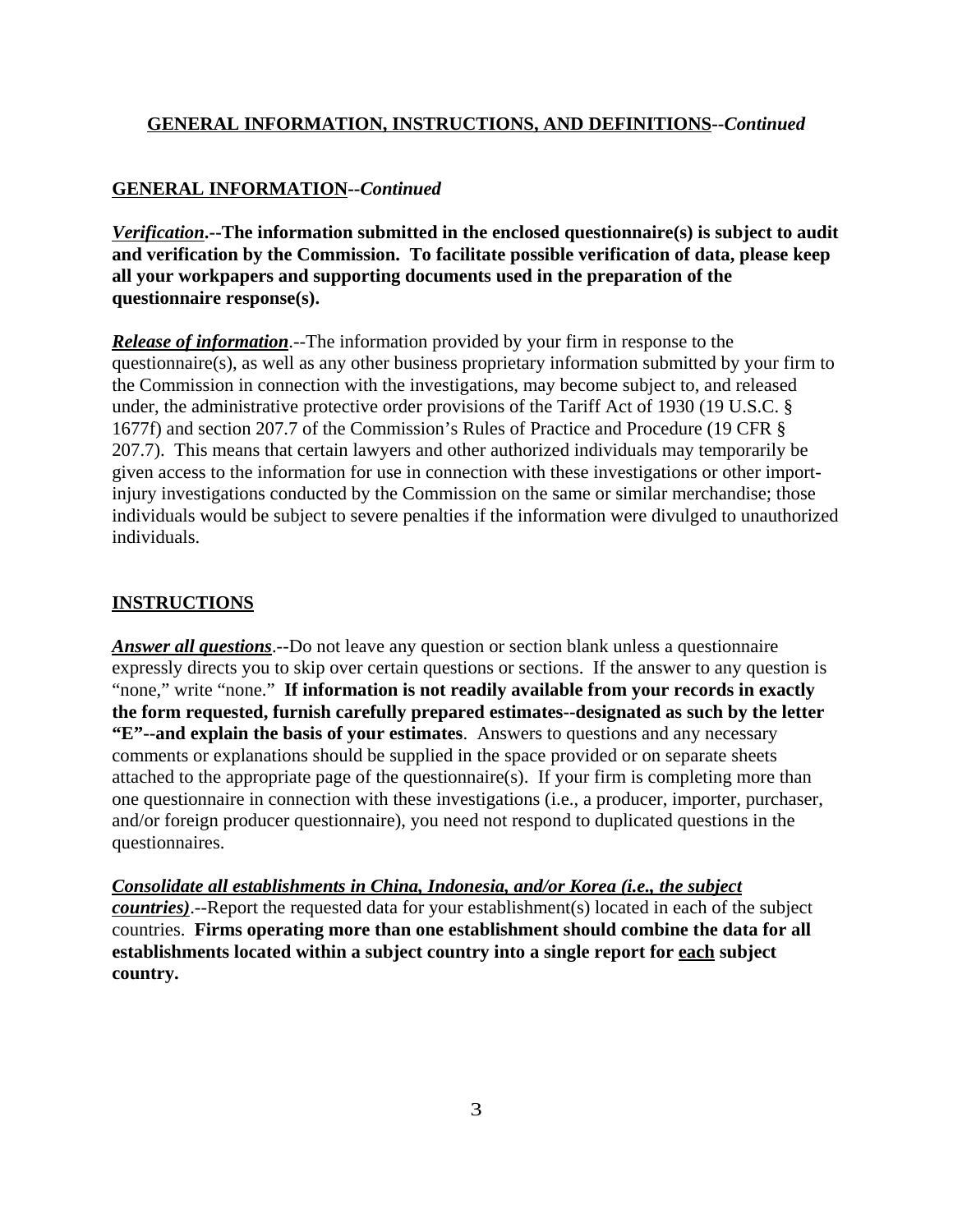## **GENERAL INFORMATION, INSTRUCTIONS, AND DEFINITIONS**--*Continued*

### **GENERAL INFORMATION**--*Continued*

***Verification*.--The information submitted in the enclosed questionnaire(s) is subject to audit and verification by the Commission. To facilitate possible verification of data, please keep all your workpapers and supporting documents used in the preparation of the questionnaire response(s).**

***Release of information***.--The information provided by your firm in response to the questionnaire(s), as well as any other business proprietary information submitted by your firm to the Commission in connection with the investigations, may become subject to, and released under, the administrative protective order provisions of the Tariff Act of 1930 (19 U.S.C. § 1677f) and section 207.7 of the Commission's Rules of Practice and Procedure (19 CFR § 207.7). This means that certain lawyers and other authorized individuals may temporarily be given access to the information for use in connection with these investigations or other import-injury investigations conducted by the Commission on the same or similar merchandise; those individuals would be subject to severe penalties if the information were divulged to unauthorized individuals.

### **INSTRUCTIONS**

***Answer all questions***.--Do not leave any question or section blank unless a questionnaire expressly directs you to skip over certain questions or sections. If the answer to any question is "none," write "none." **If information is not readily available from your records in exactly the form requested, furnish carefully prepared estimates--designated as such by the letter "E"--and explain the basis of your estimates**. Answers to questions and any necessary comments or explanations should be supplied in the space provided or on separate sheets attached to the appropriate page of the questionnaire(s). If your firm is completing more than one questionnaire in connection with these investigations (i.e., a producer, importer, purchaser, and/or foreign producer questionnaire), you need not respond to duplicated questions in the questionnaires.

***Consolidate all establishments in China, Indonesia, and/or Korea (i.e., the subject countries)***.--Report the requested data for your establishment(s) located in each of the subject countries. **Firms operating more than one establishment should combine the data for all establishments located within a subject country into a single report for each subject country.**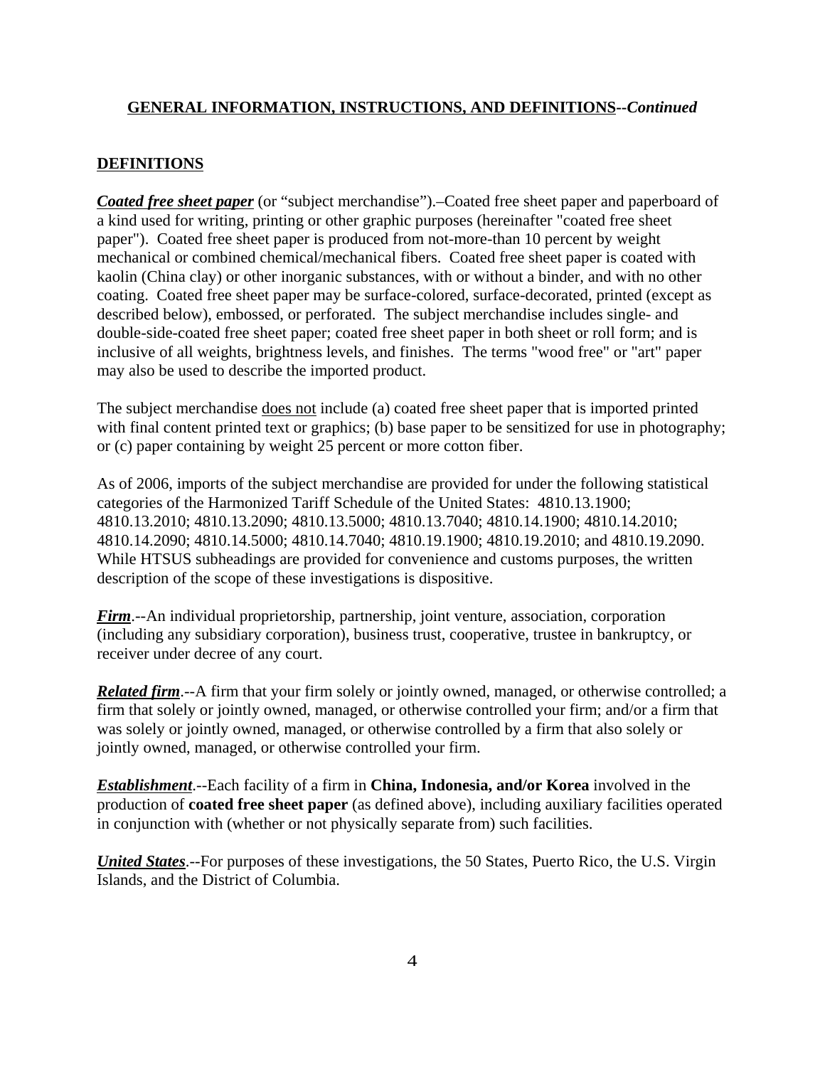## GENERAL INFORMATION, INSTRUCTIONS, AND DEFINITIONS--*Continued*

## DEFINITIONS

***Coated free sheet paper*** (or "subject merchandise").–Coated free sheet paper and paperboard of a kind used for writing, printing or other graphic purposes (hereinafter "coated free sheet paper"). Coated free sheet paper is produced from not-more-than 10 percent by weight mechanical or combined chemical/mechanical fibers. Coated free sheet paper is coated with kaolin (China clay) or other inorganic substances, with or without a binder, and with no other coating. Coated free sheet paper may be surface-colored, surface-decorated, printed (except as described below), embossed, or perforated. The subject merchandise includes single- and double-side-coated free sheet paper; coated free sheet paper in both sheet or roll form; and is inclusive of all weights, brightness levels, and finishes. The terms "wood free" or "art" paper may also be used to describe the imported product.

The subject merchandise does not include (a) coated free sheet paper that is imported printed with final content printed text or graphics; (b) base paper to be sensitized for use in photography; or (c) paper containing by weight 25 percent or more cotton fiber.

As of 2006, imports of the subject merchandise are provided for under the following statistical categories of the Harmonized Tariff Schedule of the United States: 4810.13.1900; 4810.13.2010; 4810.13.2090; 4810.13.5000; 4810.13.7040; 4810.14.1900; 4810.14.2010; 4810.14.2090; 4810.14.5000; 4810.14.7040; 4810.19.1900; 4810.19.2010; and 4810.19.2090. While HTSUS subheadings are provided for convenience and customs purposes, the written description of the scope of these investigations is dispositive.

***Firm***.--An individual proprietorship, partnership, joint venture, association, corporation (including any subsidiary corporation), business trust, cooperative, trustee in bankruptcy, or receiver under decree of any court.

***Related firm***.--A firm that your firm solely or jointly owned, managed, or otherwise controlled; a firm that solely or jointly owned, managed, or otherwise controlled your firm; and/or a firm that was solely or jointly owned, managed, or otherwise controlled by a firm that also solely or jointly owned, managed, or otherwise controlled your firm.

***Establishment***.--Each facility of a firm in **China, Indonesia, and/or Korea** involved in the production of **coated free sheet paper** (as defined above), including auxiliary facilities operated in conjunction with (whether or not physically separate from) such facilities.

***United States***.--For purposes of these investigations, the 50 States, Puerto Rico, the U.S. Virgin Islands, and the District of Columbia.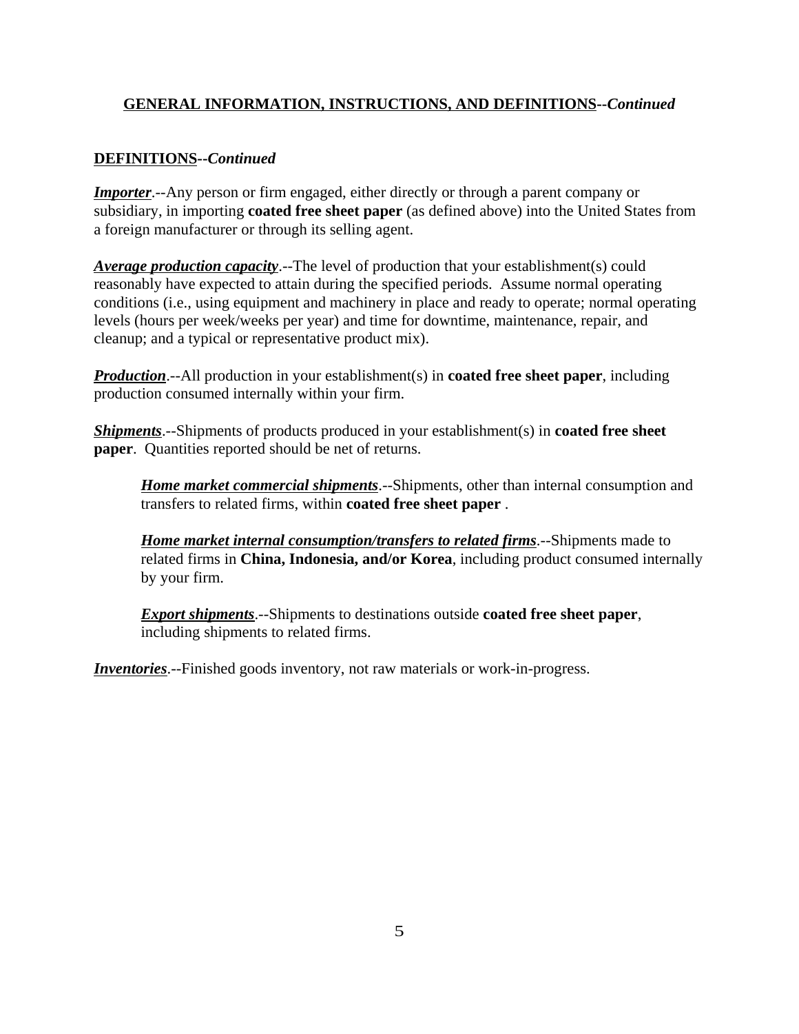**<u>GENERAL INFORMATION, INSTRUCTIONS, AND DEFINITIONS</u>--*Continued***

**<u>DEFINITIONS</u>--*Continued***

***<u>Importer</u>***.--Any person or firm engaged, either directly or through a parent company or subsidiary, in importing **coated free sheet paper** (as defined above) into the United States from a foreign manufacturer or through its selling agent.

***<u>Average production capacity</u>***.--The level of production that your establishment(s) could reasonably have expected to attain during the specified periods. Assume normal operating conditions (i.e., using equipment and machinery in place and ready to operate; normal operating levels (hours per week/weeks per year) and time for downtime, maintenance, repair, and cleanup; and a typical or representative product mix).

***<u>Production</u>***.--All production in your establishment(s) in **coated free sheet paper**, including production consumed internally within your firm.

***<u>Shipments</u>***.--Shipments of products produced in your establishment(s) in **coated free sheet paper**. Quantities reported should be net of returns.

> ***<u>Home market commercial shipments</u>***.--Shipments, other than internal consumption and transfers to related firms, within **coated free sheet paper** .
>
> ***<u>Home market internal consumption/transfers to related firms</u>***.--Shipments made to related firms in **China, Indonesia, and/or Korea**, including product consumed internally by your firm.
>
> ***<u>Export shipments</u>***.--Shipments to destinations outside **coated free sheet paper**, including shipments to related firms.

***<u>Inventories</u>***.--Finished goods inventory, not raw materials or work-in-progress.